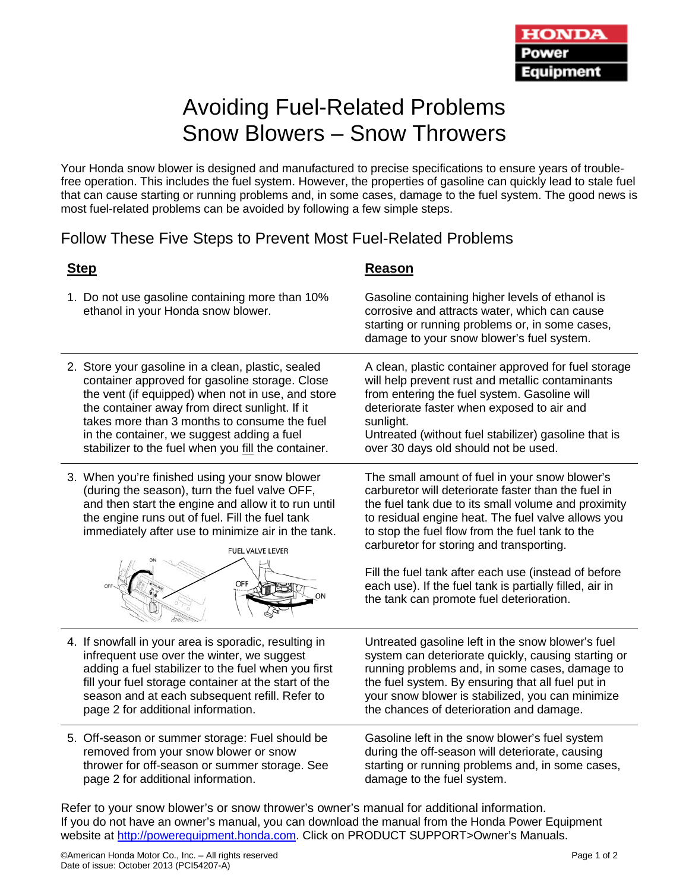HONDA
Power
Equipment

# Avoiding Fuel-Related Problems
# Snow Blowers – Snow Throwers

Your Honda snow blower is designed and manufactured to precise specifications to ensure years of trouble-free operation. This includes the fuel system. However, the properties of gasoline can quickly lead to stale fuel that can cause starting or running problems and, in some cases, damage to the fuel system. The good news is most fuel-related problems can be avoided by following a few simple steps.

## Follow These Five Steps to Prevent Most Fuel-Related Problems

| **Step** | **Reason** |
|---|---|
| 1. Do not use gasoline containing more than 10% ethanol in your Honda snow blower. | Gasoline containing higher levels of ethanol is corrosive and attracts water, which can cause starting or running problems or, in some cases, damage to your snow blower's fuel system. |
| 2. Store your gasoline in a clean, plastic, sealed container approved for gasoline storage. Close the vent (if equipped) when not in use, and store the container away from direct sunlight. If it takes more than 3 months to consume the fuel in the container, we suggest adding a fuel stabilizer to the fuel when you fill the container. | A clean, plastic container approved for fuel storage will help prevent rust and metallic contaminants from entering the fuel system. Gasoline will deteriorate faster when exposed to air and sunlight. Untreated (without fuel stabilizer) gasoline that is over 30 days old should not be used. |
| 3. When you're finished using your snow blower (during the season), turn the fuel valve OFF, and then start the engine and allow it to run until the engine runs out of fuel. Fill the fuel tank immediately after use to minimize air in the tank. (FUEL VALVE LEVER: OFF / ON) | The small amount of fuel in your snow blower's carburetor will deteriorate faster than the fuel in the fuel tank due to its small volume and proximity to residual engine heat. The fuel valve allows you to stop the fuel flow from the fuel tank to the carburetor for storing and transporting. Fill the fuel tank after each use (instead of before each use). If the fuel tank is partially filled, air in the tank can promote fuel deterioration. |
| 4. If snowfall in your area is sporadic, resulting in infrequent use over the winter, we suggest adding a fuel stabilizer to the fuel when you first fill your fuel storage container at the start of the season and at each subsequent refill. Refer to page 2 for additional information. | Untreated gasoline left in the snow blower's fuel system can deteriorate quickly, causing starting or running problems and, in some cases, damage to the fuel system. By ensuring that all fuel put in your snow blower is stabilized, you can minimize the chances of deterioration and damage. |
| 5. Off-season or summer storage: Fuel should be removed from your snow blower or snow thrower for off-season or summer storage. See page 2 for additional information. | Gasoline left in the snow blower's fuel system during the off-season will deteriorate, causing starting or running problems and, in some cases, damage to the fuel system. |

Refer to your snow blower's or snow thrower's owner's manual for additional information.
If you do not have an owner's manual, you can download the manual from the Honda Power Equipment website at [http://powerequipment.honda.com](http://powerequipment.honda.com). Click on PRODUCT SUPPORT>Owner's Manuals.

©American Honda Motor Co., Inc. – All rights reserved
Date of issue: October 2013 (PCI54207-A)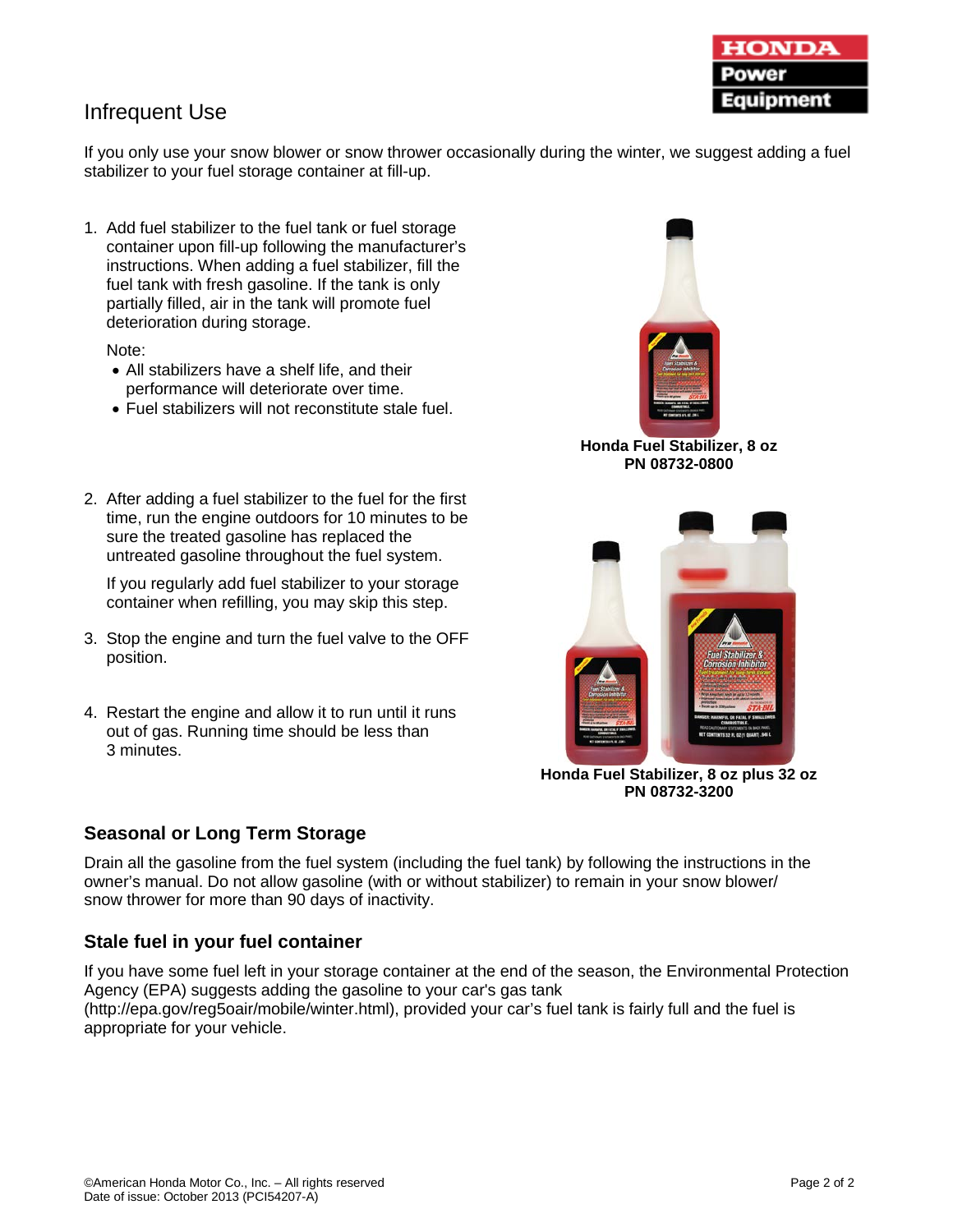## Infrequent Use

If you only use your snow blower or snow thrower occasionally during the winter, we suggest adding a fuel stabilizer to your fuel storage container at fill-up.

1. Add fuel stabilizer to the fuel tank or fuel storage container upon fill-up following the manufacturer's instructions. When adding a fuel stabilizer, fill the fuel tank with fresh gasoline. If the tank is only partially filled, air in the tank will promote fuel deterioration during storage.

   Note:
   - All stabilizers have a shelf life, and their performance will deteriorate over time.
   - Fuel stabilizers will not reconstitute stale fuel.

**Honda Fuel Stabilizer, 8 oz**
**PN 08732-0800**

2. After adding a fuel stabilizer to the fuel for the first time, run the engine outdoors for 10 minutes to be sure the treated gasoline has replaced the untreated gasoline throughout the fuel system.

   If you regularly add fuel stabilizer to your storage container when refilling, you may skip this step.

3. Stop the engine and turn the fuel valve to the OFF position.

4. Restart the engine and allow it to run until it runs out of gas. Running time should be less than 3 minutes.

**Honda Fuel Stabilizer, 8 oz plus 32 oz**
**PN 08732-3200**

### Seasonal or Long Term Storage

Drain all the gasoline from the fuel system (including the fuel tank) by following the instructions in the owner's manual. Do not allow gasoline (with or without stabilizer) to remain in your snow blower/ snow thrower for more than 90 days of inactivity.

### Stale fuel in your fuel container

If you have some fuel left in your storage container at the end of the season, the Environmental Protection Agency (EPA) suggests adding the gasoline to your car's gas tank (http://epa.gov/reg5oair/mobile/winter.html), provided your car's fuel tank is fairly full and the fuel is appropriate for your vehicle.

©American Honda Motor Co., Inc. – All rights reserved
Date of issue: October 2013 (PCI54207-A)